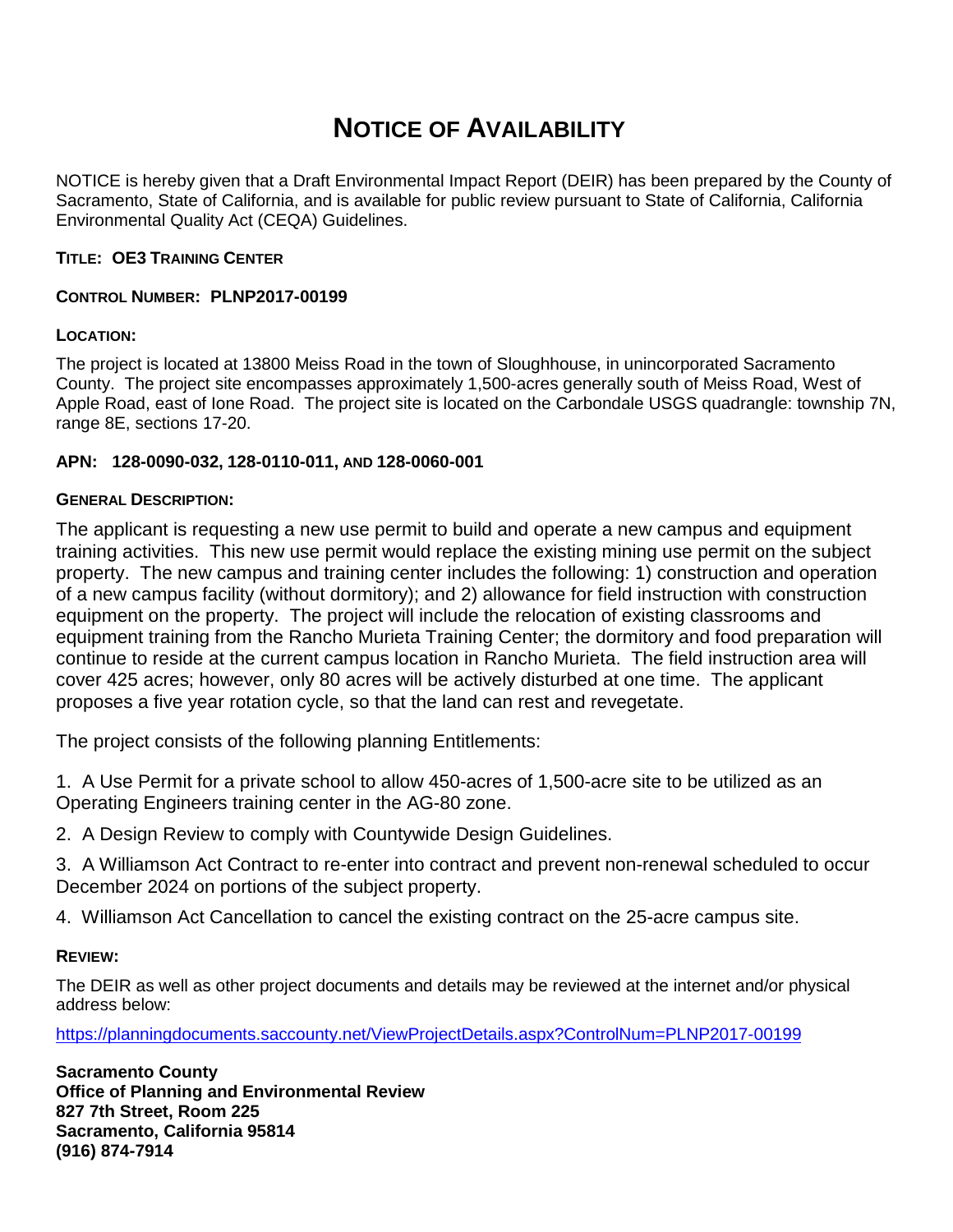# NOTICE OF AVAILABILITY

NOTICE is hereby given that a Draft Environmental Impact Report (DEIR) has been prepared by the County of Sacramento, State of California, and is available for public review pursuant to State of California, California Environmental Quality Act (CEQA) Guidelines.

**TITLE: OE3 TRAINING CENTER**

**CONTROL NUMBER: PLNP2017-00199**

**LOCATION:**

The project is located at 13800 Meiss Road in the town of Sloughhouse, in unincorporated Sacramento County. The project site encompasses approximately 1,500-acres generally south of Meiss Road, West of Apple Road, east of Ione Road. The project site is located on the Carbondale USGS quadrangle: township 7N, range 8E, sections 17-20.

**APN: 128-0090-032, 128-0110-011, AND 128-0060-001**

**GENERAL DESCRIPTION:**

The applicant is requesting a new use permit to build and operate a new campus and equipment training activities. This new use permit would replace the existing mining use permit on the subject property. The new campus and training center includes the following: 1) construction and operation of a new campus facility (without dormitory); and 2) allowance for field instruction with construction equipment on the property. The project will include the relocation of existing classrooms and equipment training from the Rancho Murieta Training Center; the dormitory and food preparation will continue to reside at the current campus location in Rancho Murieta. The field instruction area will cover 425 acres; however, only 80 acres will be actively disturbed at one time. The applicant proposes a five year rotation cycle, so that the land can rest and revegetate.

The project consists of the following planning Entitlements:

1. A Use Permit for a private school to allow 450-acres of 1,500-acre site to be utilized as an Operating Engineers training center in the AG-80 zone.
2. A Design Review to comply with Countywide Design Guidelines.
3. A Williamson Act Contract to re-enter into contract and prevent non-renewal scheduled to occur December 2024 on portions of the subject property.
4. Williamson Act Cancellation to cancel the existing contract on the 25-acre campus site.

**REVIEW:**

The DEIR as well as other project documents and details may be reviewed at the internet and/or physical address below:

https://planningdocuments.saccounty.net/ViewProjectDetails.aspx?ControlNum=PLNP2017-00199

**Sacramento County**
**Office of Planning and Environmental Review**
**827 7th Street, Room 225**
**Sacramento, California 95814**
**(916) 874-7914**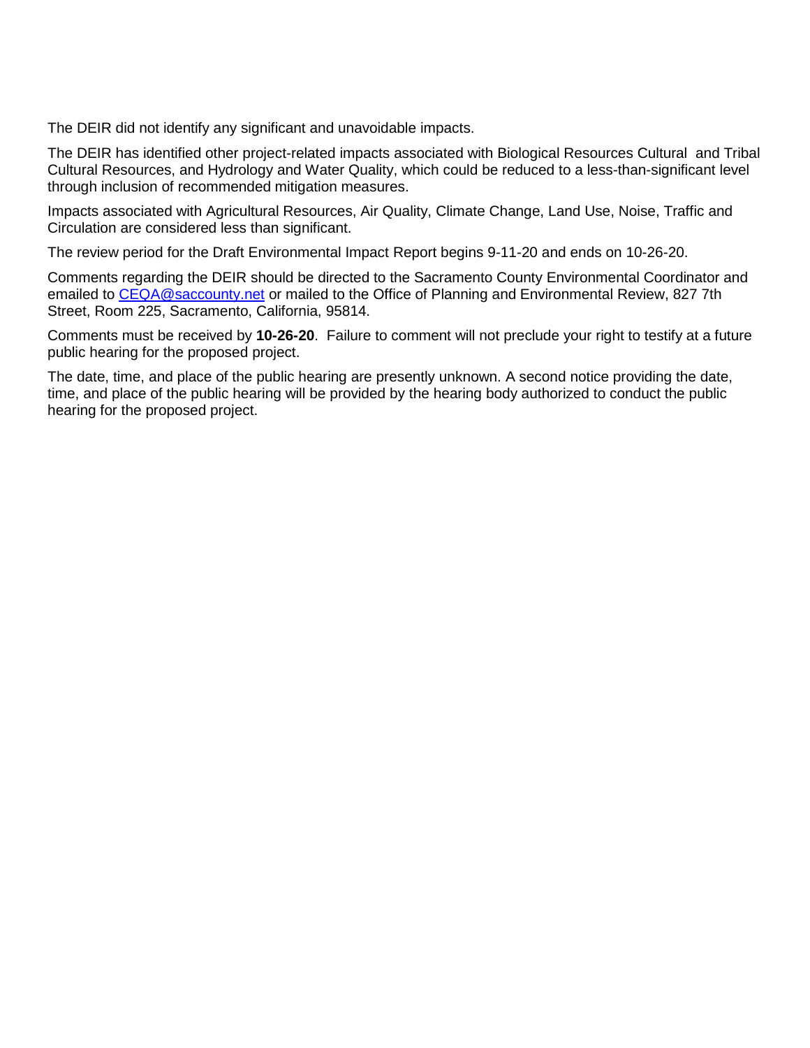The DEIR did not identify any significant and unavoidable impacts.

The DEIR has identified other project-related impacts associated with Biological Resources Cultural and Tribal Cultural Resources, and Hydrology and Water Quality, which could be reduced to a less-than-significant level through inclusion of recommended mitigation measures.

Impacts associated with Agricultural Resources, Air Quality, Climate Change, Land Use, Noise, Traffic and Circulation are considered less than significant.

The review period for the Draft Environmental Impact Report begins 9-11-20 and ends on 10-26-20.

Comments regarding the DEIR should be directed to the Sacramento County Environmental Coordinator and emailed to CEQA@saccounty.net or mailed to the Office of Planning and Environmental Review, 827 7th Street, Room 225, Sacramento, California, 95814.

Comments must be received by **10-26-20**. Failure to comment will not preclude your right to testify at a future public hearing for the proposed project.

The date, time, and place of the public hearing are presently unknown. A second notice providing the date, time, and place of the public hearing will be provided by the hearing body authorized to conduct the public hearing for the proposed project.